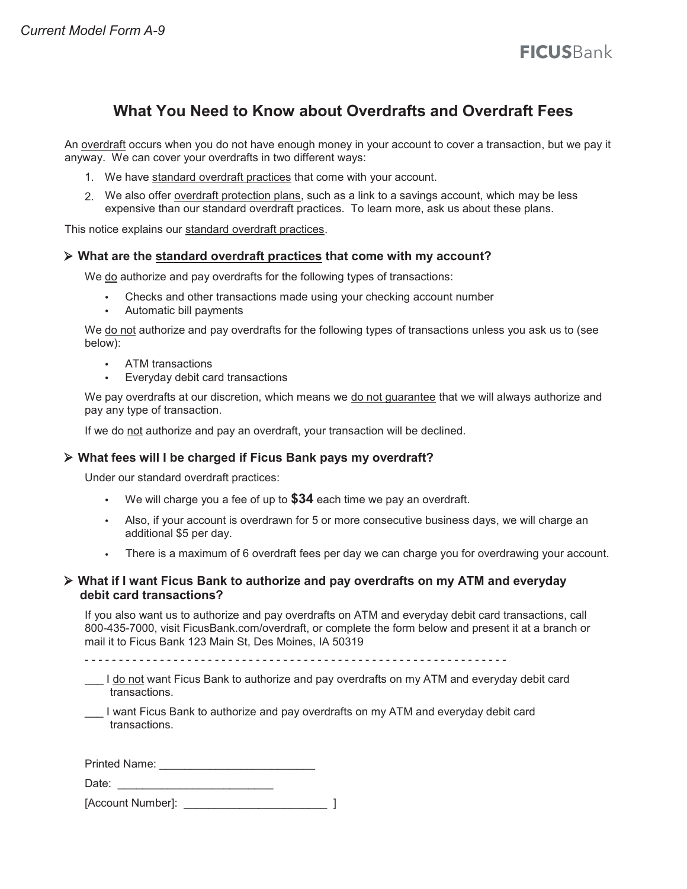*Current Model Form A-9*

**FICUS**Bank

# What You Need to Know about Overdrafts and Overdraft Fees

An overdraft occurs when you do not have enough money in your account to cover a transaction, but we pay it anyway. We can cover your overdrafts in two different ways:

1. We have standard overdraft practices that come with your account.
2. We also offer overdraft protection plans, such as a link to a savings account, which may be less expensive than our standard overdraft practices. To learn more, ask us about these plans.

This notice explains our standard overdraft practices.

### ➢ What are the standard overdraft practices that come with my account?

We do authorize and pay overdrafts for the following types of transactions:

- Checks and other transactions made using your checking account number
- Automatic bill payments

We do not authorize and pay overdrafts for the following types of transactions unless you ask us to (see below):

- ATM transactions
- Everyday debit card transactions

We pay overdrafts at our discretion, which means we do not guarantee that we will always authorize and pay any type of transaction.

If we do not authorize and pay an overdraft, your transaction will be declined.

### ➢ What fees will I be charged if Ficus Bank pays my overdraft?

Under our standard overdraft practices:

- We will charge you a fee of up to **$34** each time we pay an overdraft.
- Also, if your account is overdrawn for 5 or more consecutive business days, we will charge an additional $5 per day.
- There is a maximum of 6 overdraft fees per day we can charge you for overdrawing your account.

### ➢ What if I want Ficus Bank to authorize and pay overdrafts on my ATM and everyday debit card transactions?

If you also want us to authorize and pay overdrafts on ATM and everyday debit card transactions, call 800-435-7000, visit FicusBank.com/overdraft, or complete the form below and present it at a branch or mail it to Ficus Bank 123 Main St, Des Moines, IA 50319

\- - - - - - - - - - - - - - - - - - - - - - - - - - - - - - - - - - - - - - - - - - - - - - - - - - - - - - - - - - - - - -

\_\_\_ I do not want Ficus Bank to authorize and pay overdrafts on my ATM and everyday debit card transactions.

\_\_\_ I want Ficus Bank to authorize and pay overdrafts on my ATM and everyday debit card transactions.

Printed Name: \_\_\_\_\_\_\_\_\_\_\_\_\_\_\_\_\_\_\_\_\_\_\_\_\_

Date: \_\_\_\_\_\_\_\_\_\_\_\_\_\_\_\_\_\_\_\_\_\_\_\_\_

[Account Number]: \_\_\_\_\_\_\_\_\_\_\_\_\_\_\_\_\_\_\_\_\_\_\_ ]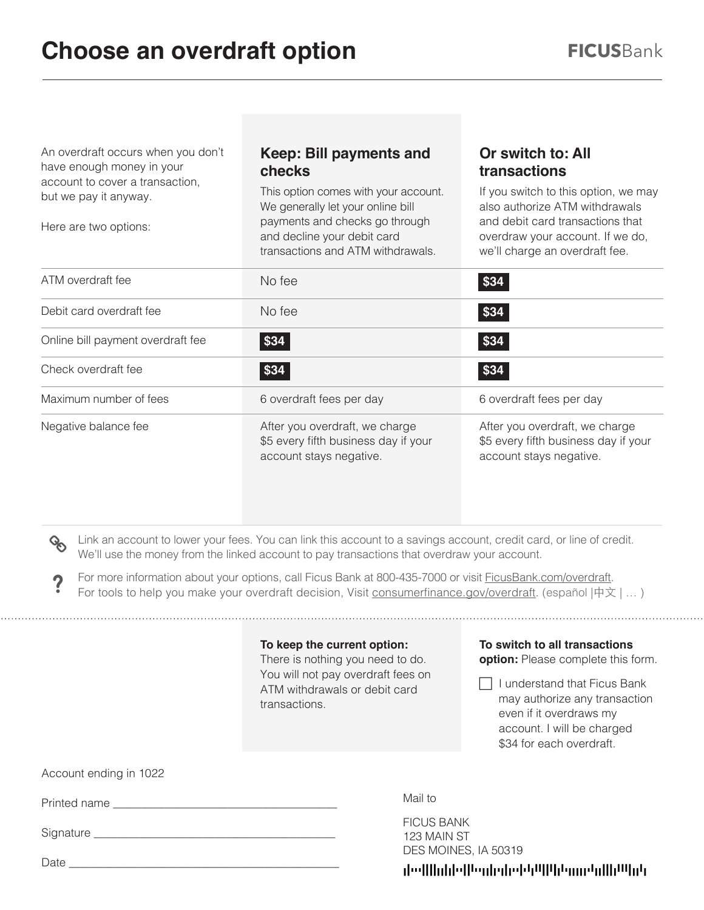# Choose an overdraft option

**FICUS**Bank

| An overdraft occurs when you don't have enough money in your account to cover a transaction, but we pay it anyway.<br><br>Here are two options: | **Keep: Bill payments and checks**<br>This option comes with your account. We generally let your online bill payments and checks go through and decline your debit card transactions and ATM withdrawals. | **Or switch to: All transactions**<br>If you switch to this option, we may also authorize ATM withdrawals and debit card transactions that overdraw your account. If we do, we'll charge an overdraft fee. |
|---|---|---|
| ATM overdraft fee | No fee | **$34** |
| Debit card overdraft fee | No fee | **$34** |
| Online bill payment overdraft fee | **$34** | **$34** |
| Check overdraft fee | **$34** | **$34** |
| Maximum number of fees | 6 overdraft fees per day | 6 overdraft fees per day |
| Negative balance fee | After you overdraft, we charge $5 every fifth business day if your account stays negative. | After you overdraft, we charge $5 every fifth business day if your account stays negative. |

Link an account to lower your fees. You can link this account to a savings account, credit card, or line of credit. We'll use the money from the linked account to pay transactions that overdraw your account.

For more information about your options, call Ficus Bank at 800-435-7000 or visit FicusBank.com/overdraft. For tools to help you make your overdraft decision, Visit consumerfinance.gov/overdraft. (español |中文 | … )

---

**To keep the current option:** There is nothing you need to do. You will not pay overdraft fees on ATM withdrawals or debit card transactions.

**To switch to all transactions option:** Please complete this form.

☐ I understand that Ficus Bank may authorize any transaction even if it overdraws my account. I will be charged $34 for each overdraft.

Account ending in 1022

Printed name ___________________________________

Signature ______________________________________

Date __________________________________________

Mail to

FICUS BANK
123 MAIN ST
DES MOINES, IA 50319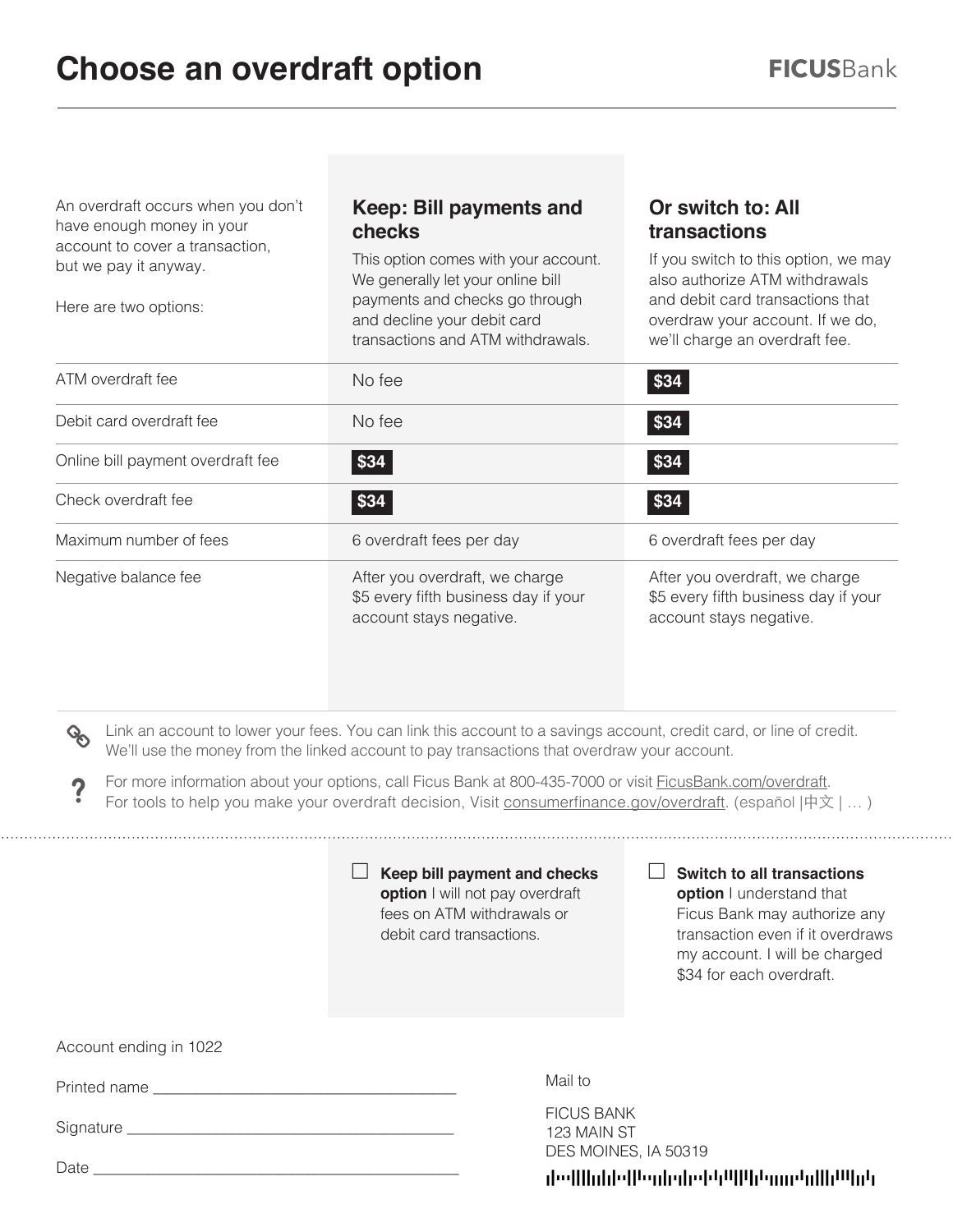# Choose an overdraft option

FICUSBank

| An overdraft occurs when you don't have enough money in your account to cover a transaction, but we pay it anyway.<br><br>Here are two options: | **Keep: Bill payments and checks**<br>This option comes with your account. We generally let your online bill payments and checks go through and decline your debit card transactions and ATM withdrawals. | **Or switch to: All transactions**<br>If you switch to this option, we may also authorize ATM withdrawals and debit card transactions that overdraw your account. If we do, we'll charge an overdraft fee. |
|---|---|---|
| ATM overdraft fee | No fee | **$34** |
| Debit card overdraft fee | No fee | **$34** |
| Online bill payment overdraft fee | **$34** | **$34** |
| Check overdraft fee | **$34** | **$34** |
| Maximum number of fees | 6 overdraft fees per day | 6 overdraft fees per day |
| Negative balance fee | After you overdraft, we charge $5 every fifth business day if your account stays negative. | After you overdraft, we charge $5 every fifth business day if your account stays negative. |

Link an account to lower your fees. You can link this account to a savings account, credit card, or line of credit. We'll use the money from the linked account to pay transactions that overdraw your account.

For more information about your options, call Ficus Bank at 800-435-7000 or visit FicusBank.com/overdraft. For tools to help you make your overdraft decision, Visit consumerfinance.gov/overdraft. (español |中文 | … )

☐ **Keep bill payment and checks option** I will not pay overdraft fees on ATM withdrawals or debit card transactions.

☐ **Switch to all transactions option** I understand that Ficus Bank may authorize any transaction even if it overdraws my account. I will be charged $34 for each overdraft.

Account ending in 1022

Printed name ___________________________________

Signature ______________________________________

Date __________________________________________

Mail to

FICUS BANK
123 MAIN ST
DES MOINES, IA 50319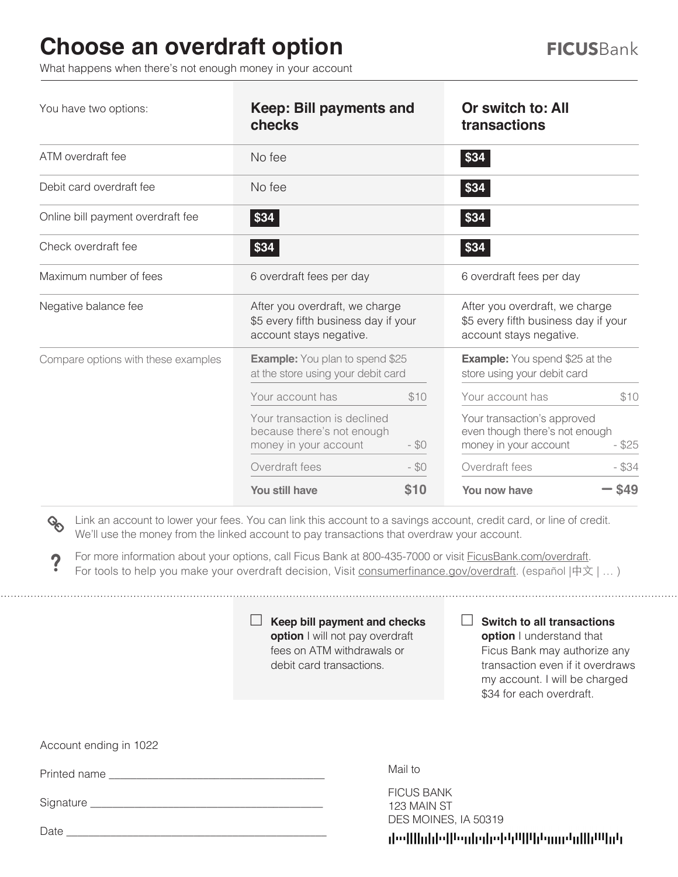# Choose an overdraft option

FICUSBank

What happens when there's not enough money in your account

| You have two options: | Keep: Bill payments and checks | Or switch to: All transactions |
|---|---|---|
| ATM overdraft fee | No fee | $34 |
| Debit card overdraft fee | No fee | $34 |
| Online bill payment overdraft fee | $34 | $34 |
| Check overdraft fee | $34 | $34 |
| Maximum number of fees | 6 overdraft fees per day | 6 overdraft fees per day |
| Negative balance fee | After you overdraft, we charge $5 every fifth business day if your account stays negative. | After you overdraft, we charge $5 every fifth business day if your account stays negative. |

Compare options with these examples

| **Example:** You plan to spend $25 at the store using your debit card | |
|---|---|
| Your account has | $10 |
| Your transaction is declined because there's not enough money in your account | - $0 |
| Overdraft fees | - $0 |
| **You still have** | **$10** |

| **Example:** You spend $25 at the store using your debit card | |
|---|---|
| Your account has | $10 |
| Your transaction's approved even though there's not enough money in your account | - $25 |
| Overdraft fees | - $34 |
| **You now have** | **– $49** |

Link an account to lower your fees. You can link this account to a savings account, credit card, or line of credit. We'll use the money from the linked account to pay transactions that overdraw your account.

For more information about your options, call Ficus Bank at 800-435-7000 or visit FicusBank.com/overdraft. For tools to help you make your overdraft decision, Visit consumerfinance.gov/overdraft. (español |中文 | … )

---

☐ **Keep bill payment and checks option** I will not pay overdraft fees on ATM withdrawals or debit card transactions.

☐ **Switch to all transactions option** I understand that Ficus Bank may authorize any transaction even if it overdraws my account. I will be charged $34 for each overdraft.

Account ending in 1022

Printed name ___________________________________

Signature ______________________________________

Date __________________________________________

Mail to

FICUS BANK
123 MAIN ST
DES MOINES, IA 50319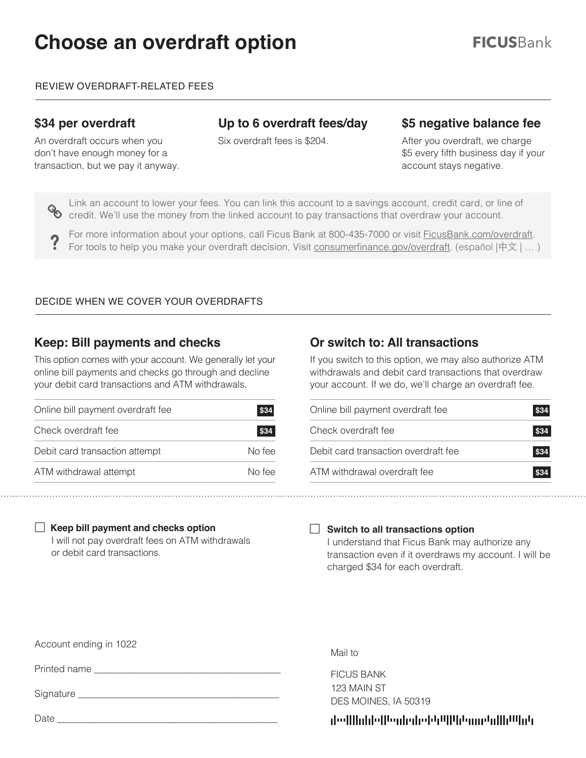# Choose an overdraft option

FICUSBank

REVIEW OVERDRAFT-RELATED FEES

### $34 per overdraft

An overdraft occurs when you don't have enough money for a transaction, but we pay it anyway.

### Up to 6 overdraft fees/day

Six overdraft fees is $204.

### $5 negative balance fee

After you overdraft, we charge $5 every fifth business day if your account stays negative.

Link an account to lower your fees. You can link this account to a savings account, credit card, or line of credit. We'll use the money from the linked account to pay transactions that overdraw your account.

For more information about your options, call Ficus Bank at 800-435-7000 or visit FicusBank.com/overdraft. For tools to help you make your overdraft decision, Visit consumerfinance.gov/overdraft. (español |中文 | … )

DECIDE WHEN WE COVER YOUR OVERDRAFTS

### Keep: Bill payments and checks

This option comes with your account. We generally let your online bill payments and checks go through and decline your debit card transactions and ATM withdrawals.

| | |
|---|---|
| Online bill payment overdraft fee | $34 |
| Check overdraft fee | $34 |
| Debit card transaction attempt | No fee |
| ATM withdrawal attempt | No fee |

### Or switch to: All transactions

If you switch to this option, we may also authorize ATM withdrawals and debit card transactions that overdraw your account. If we do, we'll charge an overdraft fee.

| | |
|---|---|
| Online bill payment overdraft fee | $34 |
| Check overdraft fee | $34 |
| Debit card transaction overdraft fee | $34 |
| ATM withdrawal overdraft fee | $34 |

☐ **Keep bill payment and checks option**
I will not pay overdraft fees on ATM withdrawals or debit card transactions.

☐ **Switch to all transactions option**
I understand that Ficus Bank may authorize any transaction even if it overdraws my account. I will be charged $34 for each overdraft.

Account ending in 1022

Printed name ____________________________________

Signature ______________________________________

Date ___________________________________________

Mail to

FICUS BANK
123 MAIN ST
DES MOINES, IA 50319